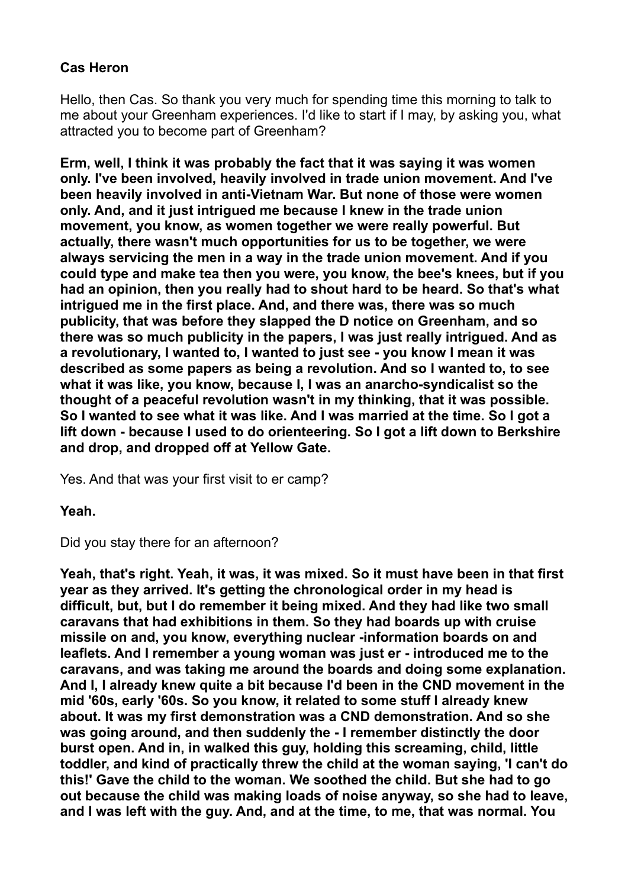**Cas Heron**

Hello, then Cas. So thank you very much for spending time this morning to talk to me about your Greenham experiences. I'd like to start if I may, by asking you, what attracted you to become part of Greenham?

**Erm, well, I think it was probably the fact that it was saying it was women only. I've been involved, heavily involved in trade union movement. And I've been heavily involved in anti-Vietnam War. But none of those were women only. And, and it just intrigued me because I knew in the trade union movement, you know, as women together we were really powerful. But actually, there wasn't much opportunities for us to be together, we were always servicing the men in a way in the trade union movement. And if you could type and make tea then you were, you know, the bee's knees, but if you had an opinion, then you really had to shout hard to be heard. So that's what intrigued me in the first place. And, and there was, there was so much publicity, that was before they slapped the D notice on Greenham, and so there was so much publicity in the papers, I was just really intrigued. And as a revolutionary, I wanted to, I wanted to just see - you know I mean it was described as some papers as being a revolution. And so I wanted to, to see what it was like, you know, because I, I was an anarcho-syndicalist so the thought of a peaceful revolution wasn't in my thinking, that it was possible. So I wanted to see what it was like. And I was married at the time. So I got a lift down - because I used to do orienteering. So I got a lift down to Berkshire and drop, and dropped off at Yellow Gate.**

Yes. And that was your first visit to er camp?

**Yeah.**

Did you stay there for an afternoon?

**Yeah, that's right. Yeah, it was, it was mixed. So it must have been in that first year as they arrived. It's getting the chronological order in my head is difficult, but, but I do remember it being mixed. And they had like two small caravans that had exhibitions in them. So they had boards up with cruise missile on and, you know, everything nuclear -information boards on and leaflets. And I remember a young woman was just er - introduced me to the caravans, and was taking me around the boards and doing some explanation. And I, I already knew quite a bit because I'd been in the CND movement in the mid '60s, early '60s. So you know, it related to some stuff I already knew about. It was my first demonstration was a CND demonstration. And so she was going around, and then suddenly the - I remember distinctly the door burst open. And in, in walked this guy, holding this screaming, child, little toddler, and kind of practically threw the child at the woman saying, 'I can't do this!' Gave the child to the woman. We soothed the child. But she had to go out because the child was making loads of noise anyway, so she had to leave, and I was left with the guy. And, and at the time, to me, that was normal. You**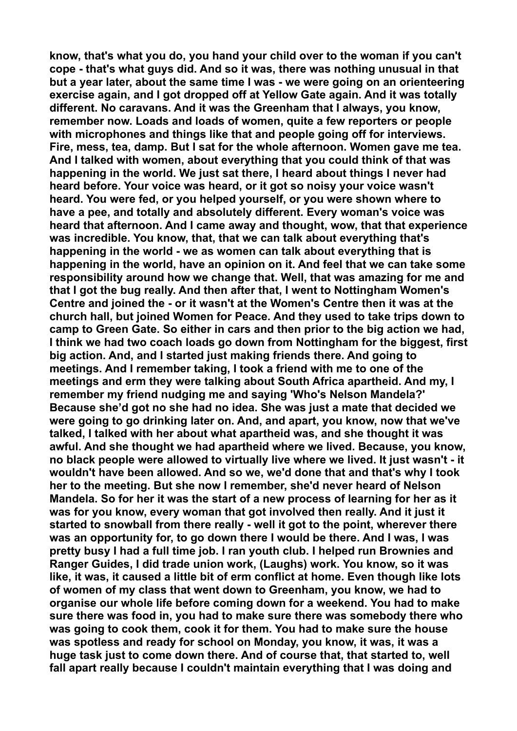know, that's what you do, you hand your child over to the woman if you can't cope - that's what guys did. And so it was, there was nothing unusual in that but a year later, about the same time I was - we were going on an orienteering exercise again, and I got dropped off at Yellow Gate again. And it was totally different. No caravans. And it was the Greenham that I always, you know, remember now. Loads and loads of women, quite a few reporters or people with microphones and things like that and people going off for interviews. Fire, mess, tea, damp. But I sat for the whole afternoon. Women gave me tea. And I talked with women, about everything that you could think of that was happening in the world. We just sat there, I heard about things I never had heard before. Your voice was heard, or it got so noisy your voice wasn't heard. You were fed, or you helped yourself, or you were shown where to have a pee, and totally and absolutely different. Every woman's voice was heard that afternoon. And I came away and thought, wow, that that experience was incredible. You know, that, that we can talk about everything that's happening in the world - we as women can talk about everything that is happening in the world, have an opinion on it. And feel that we can take some responsibility around how we change that. Well, that was amazing for me and that I got the bug really. And then after that, I went to Nottingham Women's Centre and joined the - or it wasn't at the Women's Centre then it was at the church hall, but joined Women for Peace. And they used to take trips down to camp to Green Gate. So either in cars and then prior to the big action we had, I think we had two coach loads go down from Nottingham for the biggest, first big action. And, and I started just making friends there. And going to meetings. And I remember taking, I took a friend with me to one of the meetings and erm they were talking about South Africa apartheid. And my, I remember my friend nudging me and saying 'Who's Nelson Mandela?' Because she'd got no she had no idea. She was just a mate that decided we were going to go drinking later on. And, and apart, you know, now that we've talked, I talked with her about what apartheid was, and she thought it was awful. And she thought we had apartheid where we lived. Because, you know, no black people were allowed to virtually live where we lived. It just wasn't - it wouldn't have been allowed. And so we, we'd done that and that's why I took her to the meeting. But she now I remember, she'd never heard of Nelson Mandela. So for her it was the start of a new process of learning for her as it was for you know, every woman that got involved then really. And it just it started to snowball from there really - well it got to the point, wherever there was an opportunity for, to go down there I would be there. And I was, I was pretty busy I had a full time job. I ran youth club. I helped run Brownies and Ranger Guides, I did trade union work, (Laughs) work. You know, so it was like, it was, it caused a little bit of erm conflict at home. Even though like lots of women of my class that went down to Greenham, you know, we had to organise our whole life before coming down for a weekend. You had to make sure there was food in, you had to make sure there was somebody there who was going to cook them, cook it for them. You had to make sure the house was spotless and ready for school on Monday, you know, it was, it was a huge task just to come down there. And of course that, that started to, well fall apart really because I couldn't maintain everything that I was doing and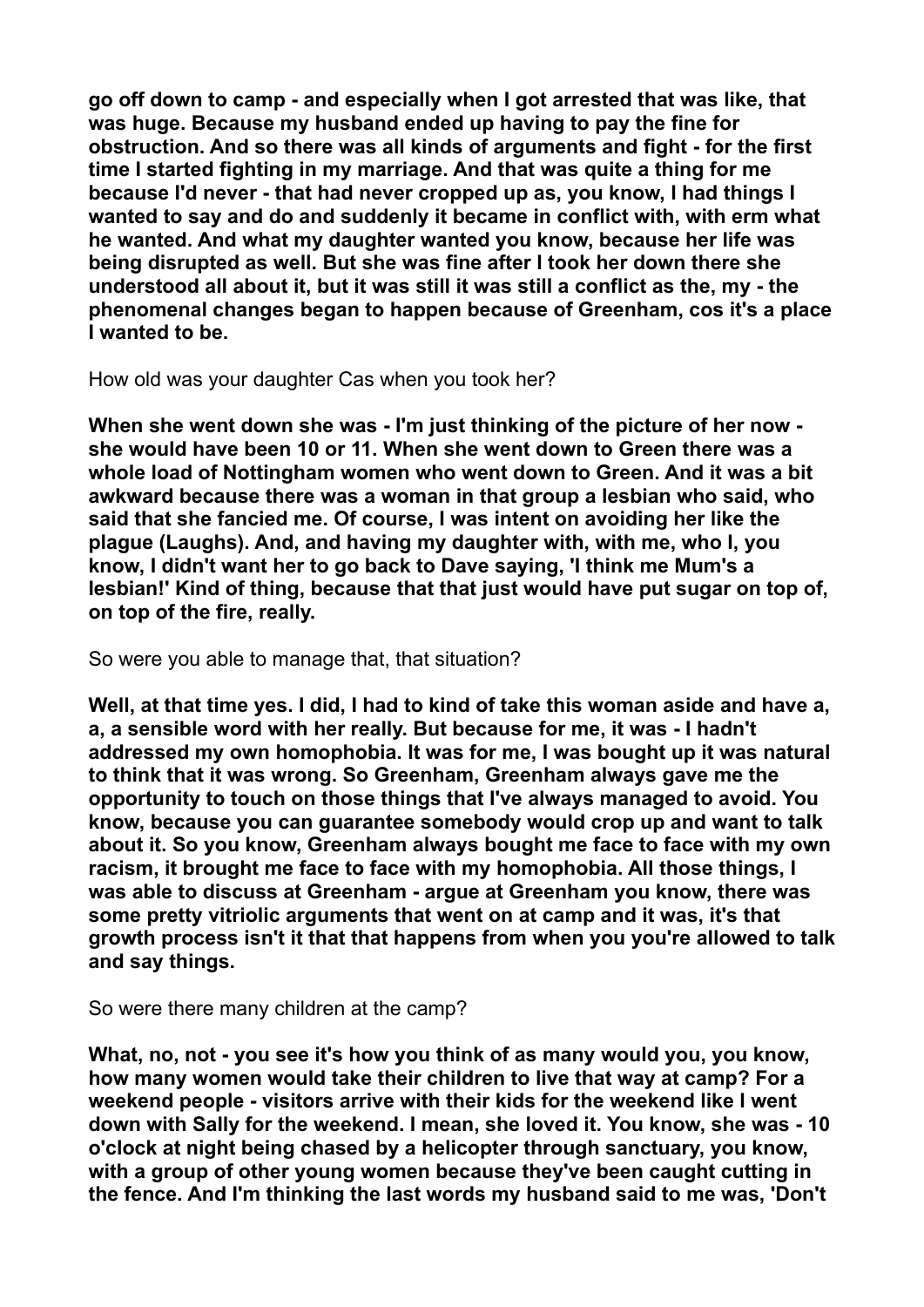**go off down to camp - and especially when I got arrested that was like, that was huge. Because my husband ended up having to pay the fine for obstruction. And so there was all kinds of arguments and fight - for the first time I started fighting in my marriage. And that was quite a thing for me because I'd never - that had never cropped up as, you know, I had things I wanted to say and do and suddenly it became in conflict with, with erm what he wanted. And what my daughter wanted you know, because her life was being disrupted as well. But she was fine after I took her down there she understood all about it, but it was still it was still a conflict as the, my - the phenomenal changes began to happen because of Greenham, cos it's a place I wanted to be.**

How old was your daughter Cas when you took her?

**When she went down she was - I'm just thinking of the picture of her now - she would have been 10 or 11. When she went down to Green there was a whole load of Nottingham women who went down to Green. And it was a bit awkward because there was a woman in that group a lesbian who said, who said that she fancied me. Of course, I was intent on avoiding her like the plague (Laughs). And, and having my daughter with, with me, who I, you know, I didn't want her to go back to Dave saying, 'I think me Mum's a lesbian!' Kind of thing, because that that just would have put sugar on top of, on top of the fire, really.**

So were you able to manage that, that situation?

**Well, at that time yes. I did, I had to kind of take this woman aside and have a, a, a sensible word with her really. But because for me, it was - I hadn't addressed my own homophobia. It was for me, I was bought up it was natural to think that it was wrong. So Greenham, Greenham always gave me the opportunity to touch on those things that I've always managed to avoid. You know, because you can guarantee somebody would crop up and want to talk about it. So you know, Greenham always bought me face to face with my own racism, it brought me face to face with my homophobia. All those things, I was able to discuss at Greenham - argue at Greenham you know, there was some pretty vitriolic arguments that went on at camp and it was, it's that growth process isn't it that that happens from when you you're allowed to talk and say things.**

So were there many children at the camp?

**What, no, not - you see it's how you think of as many would you, you know, how many women would take their children to live that way at camp? For a weekend people - visitors arrive with their kids for the weekend like I went down with Sally for the weekend. I mean, she loved it. You know, she was - 10 o'clock at night being chased by a helicopter through sanctuary, you know, with a group of other young women because they've been caught cutting in the fence. And I'm thinking the last words my husband said to me was, 'Don't**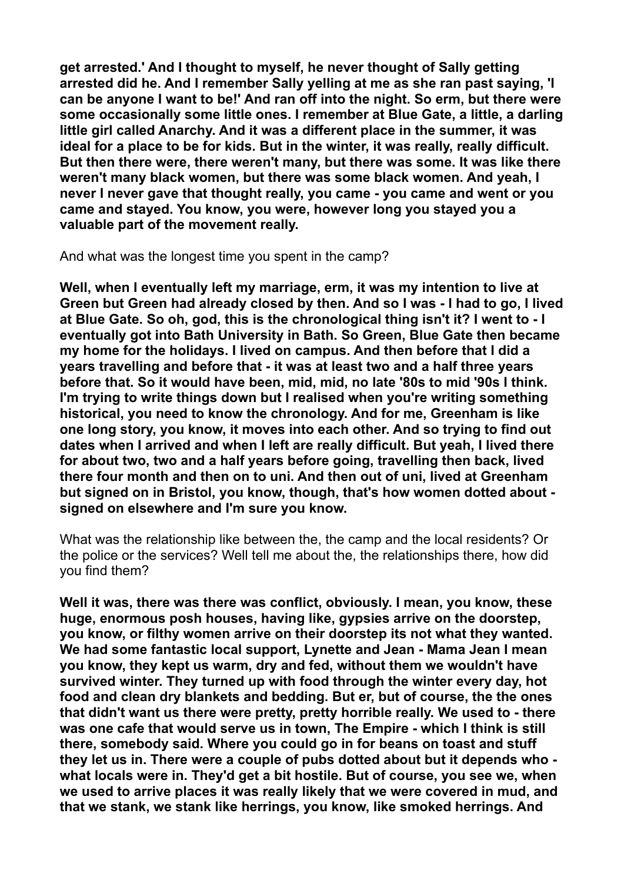**get arrested.' And I thought to myself, he never thought of Sally getting arrested did he. And I remember Sally yelling at me as she ran past saying, 'I can be anyone I want to be!' And ran off into the night. So erm, but there were some occasionally some little ones. I remember at Blue Gate, a little, a darling little girl called Anarchy. And it was a different place in the summer, it was ideal for a place to be for kids. But in the winter, it was really, really difficult. But then there were, there weren't many, but there was some. It was like there weren't many black women, but there was some black women. And yeah, I never I never gave that thought really, you came - you came and went or you came and stayed. You know, you were, however long you stayed you a valuable part of the movement really.**

And what was the longest time you spent in the camp?

**Well, when I eventually left my marriage, erm, it was my intention to live at Green but Green had already closed by then. And so I was - I had to go, I lived at Blue Gate. So oh, god, this is the chronological thing isn't it? I went to - I eventually got into Bath University in Bath. So Green, Blue Gate then became my home for the holidays. I lived on campus. And then before that I did a years travelling and before that - it was at least two and a half three years before that. So it would have been, mid, mid, no late '80s to mid '90s I think. I'm trying to write things down but I realised when you're writing something historical, you need to know the chronology. And for me, Greenham is like one long story, you know, it moves into each other. And so trying to find out dates when I arrived and when I left are really difficult. But yeah, I lived there for about two, two and a half years before going, travelling then back, lived there four month and then on to uni. And then out of uni, lived at Greenham but signed on in Bristol, you know, though, that's how women dotted about - signed on elsewhere and I'm sure you know.**

What was the relationship like between the, the camp and the local residents? Or the police or the services? Well tell me about the, the relationships there, how did you find them?

**Well it was, there was there was conflict, obviously. I mean, you know, these huge, enormous posh houses, having like, gypsies arrive on the doorstep, you know, or filthy women arrive on their doorstep its not what they wanted. We had some fantastic local support, Lynette and Jean - Mama Jean I mean you know, they kept us warm, dry and fed, without them we wouldn't have survived winter. They turned up with food through the winter every day, hot food and clean dry blankets and bedding. But er, but of course, the the ones that didn't want us there were pretty, pretty horrible really. We used to - there was one cafe that would serve us in town, The Empire - which I think is still there, somebody said. Where you could go in for beans on toast and stuff they let us in. There were a couple of pubs dotted about but it depends who - what locals were in. They'd get a bit hostile. But of course, you see we, when we used to arrive places it was really likely that we were covered in mud, and that we stank, we stank like herrings, you know, like smoked herrings. And**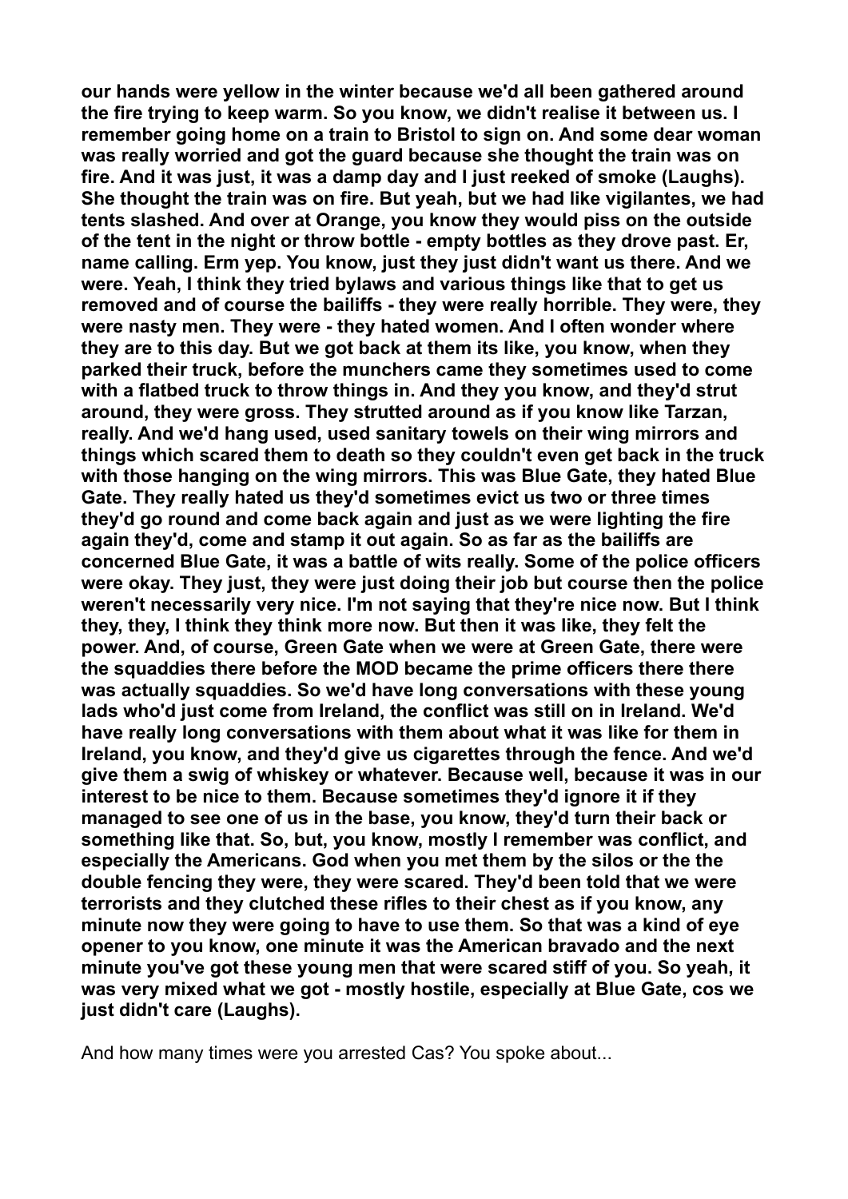**our hands were yellow in the winter because we'd all been gathered around the fire trying to keep warm. So you know, we didn't realise it between us. I remember going home on a train to Bristol to sign on. And some dear woman was really worried and got the guard because she thought the train was on fire. And it was just, it was a damp day and I just reeked of smoke (Laughs). She thought the train was on fire. But yeah, but we had like vigilantes, we had tents slashed. And over at Orange, you know they would piss on the outside of the tent in the night or throw bottle - empty bottles as they drove past. Er, name calling. Erm yep. You know, just they just didn't want us there. And we were. Yeah, I think they tried bylaws and various things like that to get us removed and of course the bailiffs - they were really horrible. They were, they were nasty men. They were - they hated women. And I often wonder where they are to this day. But we got back at them its like, you know, when they parked their truck, before the munchers came they sometimes used to come with a flatbed truck to throw things in. And they you know, and they'd strut around, they were gross. They strutted around as if you know like Tarzan, really. And we'd hang used, used sanitary towels on their wing mirrors and things which scared them to death so they couldn't even get back in the truck with those hanging on the wing mirrors. This was Blue Gate, they hated Blue Gate. They really hated us they'd sometimes evict us two or three times they'd go round and come back again and just as we were lighting the fire again they'd, come and stamp it out again. So as far as the bailiffs are concerned Blue Gate, it was a battle of wits really. Some of the police officers were okay. They just, they were just doing their job but course then the police weren't necessarily very nice. I'm not saying that they're nice now. But I think they, they, I think they think more now. But then it was like, they felt the power. And, of course, Green Gate when we were at Green Gate, there were the squaddies there before the MOD became the prime officers there there was actually squaddies. So we'd have long conversations with these young lads who'd just come from Ireland, the conflict was still on in Ireland. We'd have really long conversations with them about what it was like for them in Ireland, you know, and they'd give us cigarettes through the fence. And we'd give them a swig of whiskey or whatever. Because well, because it was in our interest to be nice to them. Because sometimes they'd ignore it if they managed to see one of us in the base, you know, they'd turn their back or something like that. So, but, you know, mostly I remember was conflict, and especially the Americans. God when you met them by the silos or the the double fencing they were, they were scared. They'd been told that we were terrorists and they clutched these rifles to their chest as if you know, any minute now they were going to have to use them. So that was a kind of eye opener to you know, one minute it was the American bravado and the next minute you've got these young men that were scared stiff of you. So yeah, it was very mixed what we got - mostly hostile, especially at Blue Gate, cos we just didn't care (Laughs).**

And how many times were you arrested Cas? You spoke about...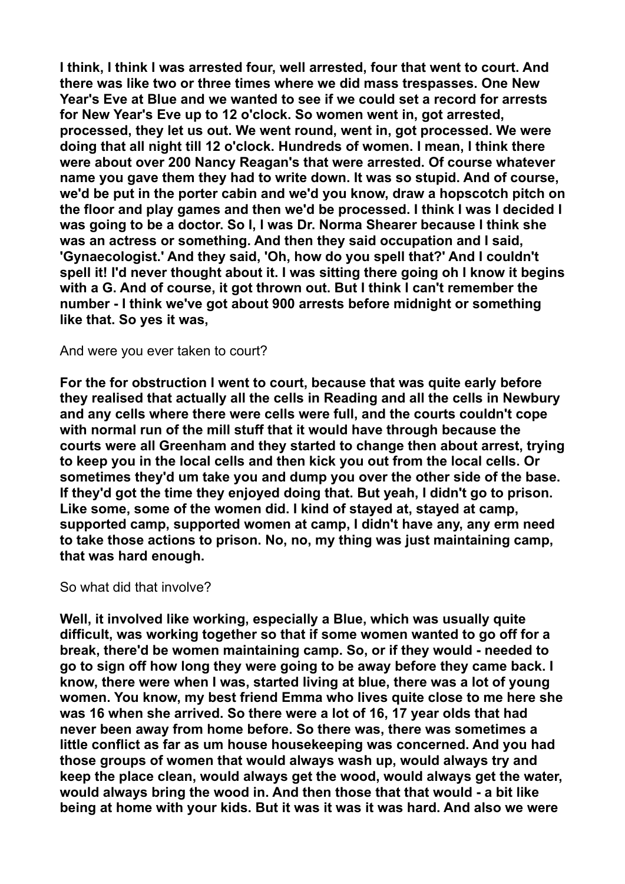**I think, I think I was arrested four, well arrested, four that went to court. And there was like two or three times where we did mass trespasses. One New Year's Eve at Blue and we wanted to see if we could set a record for arrests for New Year's Eve up to 12 o'clock. So women went in, got arrested, processed, they let us out. We went round, went in, got processed. We were doing that all night till 12 o'clock. Hundreds of women. I mean, I think there were about over 200 Nancy Reagan's that were arrested. Of course whatever name you gave them they had to write down. It was so stupid. And of course, we'd be put in the porter cabin and we'd you know, draw a hopscotch pitch on the floor and play games and then we'd be processed. I think I was I decided I was going to be a doctor. So I, I was Dr. Norma Shearer because I think she was an actress or something. And then they said occupation and I said, 'Gynaecologist.' And they said, 'Oh, how do you spell that?' And I couldn't spell it! I'd never thought about it. I was sitting there going oh I know it begins with a G. And of course, it got thrown out. But I think I can't remember the number - I think we've got about 900 arrests before midnight or something like that. So yes it was,**

And were you ever taken to court?

**For the for obstruction I went to court, because that was quite early before they realised that actually all the cells in Reading and all the cells in Newbury and any cells where there were cells were full, and the courts couldn't cope with normal run of the mill stuff that it would have through because the courts were all Greenham and they started to change then about arrest, trying to keep you in the local cells and then kick you out from the local cells. Or sometimes they'd um take you and dump you over the other side of the base. If they'd got the time they enjoyed doing that. But yeah, I didn't go to prison. Like some, some of the women did. I kind of stayed at, stayed at camp, supported camp, supported women at camp, I didn't have any, any erm need to take those actions to prison. No, no, my thing was just maintaining camp, that was hard enough.**

So what did that involve?

**Well, it involved like working, especially a Blue, which was usually quite difficult, was working together so that if some women wanted to go off for a break, there'd be women maintaining camp. So, or if they would - needed to go to sign off how long they were going to be away before they came back. I know, there were when I was, started living at blue, there was a lot of young women. You know, my best friend Emma who lives quite close to me here she was 16 when she arrived. So there were a lot of 16, 17 year olds that had never been away from home before. So there was, there was sometimes a little conflict as far as um house housekeeping was concerned. And you had those groups of women that would always wash up, would always try and keep the place clean, would always get the wood, would always get the water, would always bring the wood in. And then those that that would - a bit like being at home with your kids. But it was it was it was hard. And also we were**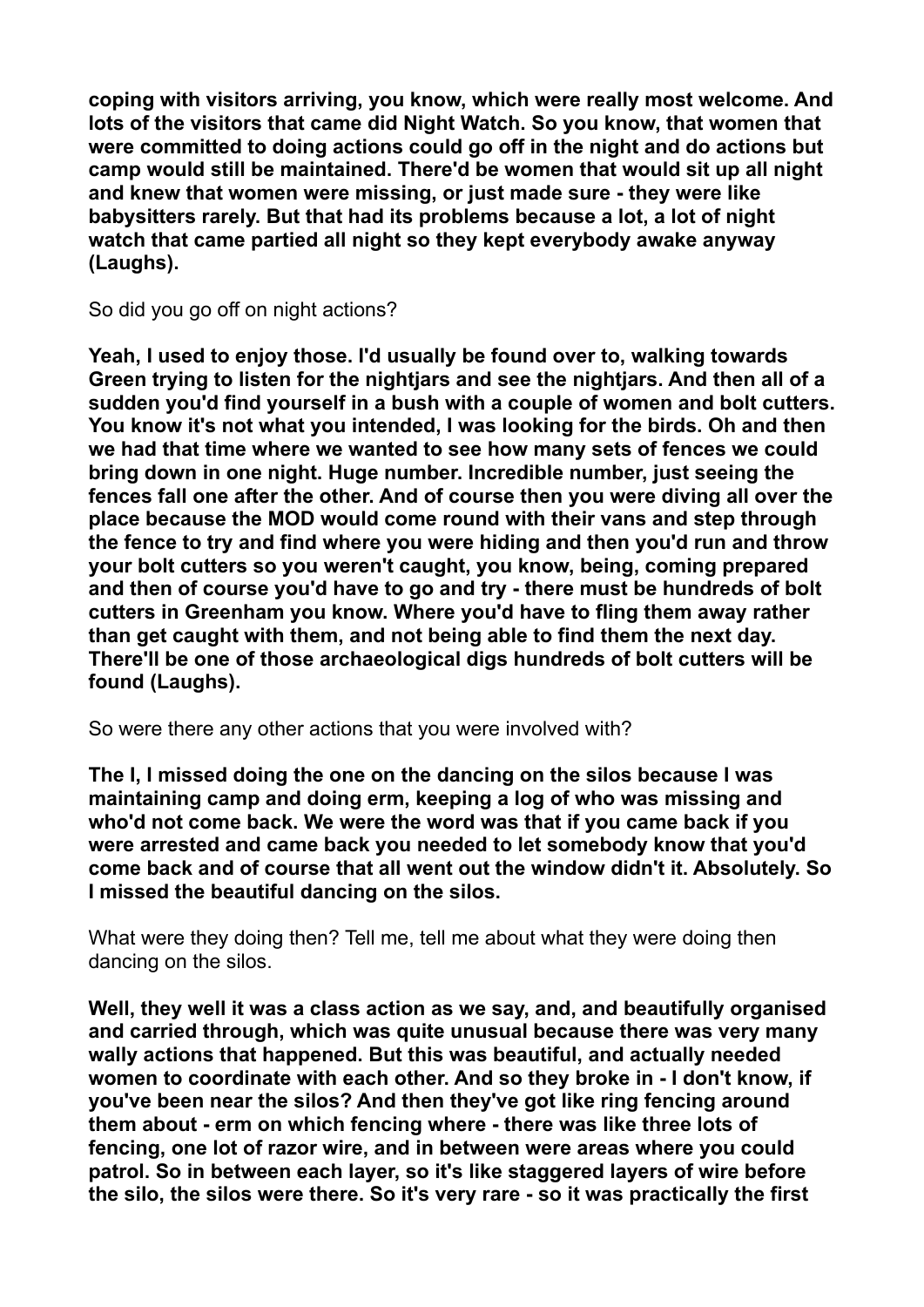**coping with visitors arriving, you know, which were really most welcome. And lots of the visitors that came did Night Watch. So you know, that women that were committed to doing actions could go off in the night and do actions but camp would still be maintained. There'd be women that would sit up all night and knew that women were missing, or just made sure - they were like babysitters rarely. But that had its problems because a lot, a lot of night watch that came partied all night so they kept everybody awake anyway (Laughs).**

So did you go off on night actions?

**Yeah, I used to enjoy those. I'd usually be found over to, walking towards Green trying to listen for the nightjars and see the nightjars. And then all of a sudden you'd find yourself in a bush with a couple of women and bolt cutters. You know it's not what you intended, I was looking for the birds. Oh and then we had that time where we wanted to see how many sets of fences we could bring down in one night. Huge number. Incredible number, just seeing the fences fall one after the other. And of course then you were diving all over the place because the MOD would come round with their vans and step through the fence to try and find where you were hiding and then you'd run and throw your bolt cutters so you weren't caught, you know, being, coming prepared and then of course you'd have to go and try - there must be hundreds of bolt cutters in Greenham you know. Where you'd have to fling them away rather than get caught with them, and not being able to find them the next day. There'll be one of those archaeological digs hundreds of bolt cutters will be found (Laughs).**

So were there any other actions that you were involved with?

**The I, I missed doing the one on the dancing on the silos because I was maintaining camp and doing erm, keeping a log of who was missing and who'd not come back. We were the word was that if you came back if you were arrested and came back you needed to let somebody know that you'd come back and of course that all went out the window didn't it. Absolutely. So I missed the beautiful dancing on the silos.**

What were they doing then? Tell me, tell me about what they were doing then dancing on the silos.

**Well, they well it was a class action as we say, and, and beautifully organised and carried through, which was quite unusual because there was very many wally actions that happened. But this was beautiful, and actually needed women to coordinate with each other. And so they broke in - I don't know, if you've been near the silos? And then they've got like ring fencing around them about - erm on which fencing where - there was like three lots of fencing, one lot of razor wire, and in between were areas where you could patrol. So in between each layer, so it's like staggered layers of wire before the silo, the silos were there. So it's very rare - so it was practically the first**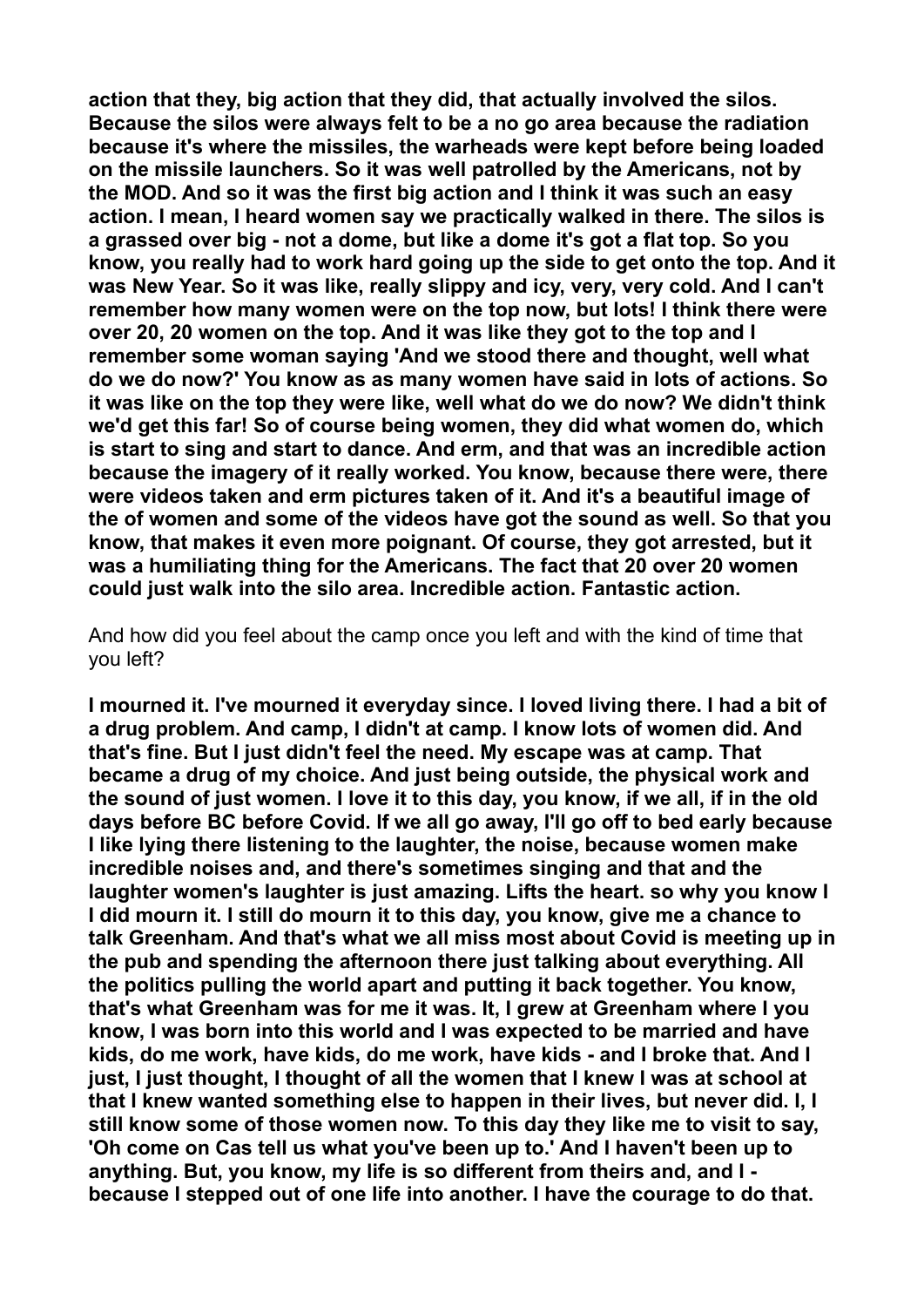**action that they, big action that they did, that actually involved the silos. Because the silos were always felt to be a no go area because the radiation because it's where the missiles, the warheads were kept before being loaded on the missile launchers. So it was well patrolled by the Americans, not by the MOD. And so it was the first big action and I think it was such an easy action. I mean, I heard women say we practically walked in there. The silos is a grassed over big - not a dome, but like a dome it's got a flat top. So you know, you really had to work hard going up the side to get onto the top. And it was New Year. So it was like, really slippy and icy, very, very cold. And I can't remember how many women were on the top now, but lots! I think there were over 20, 20 women on the top. And it was like they got to the top and I remember some woman saying 'And we stood there and thought, well what do we do now?' You know as as many women have said in lots of actions. So it was like on the top they were like, well what do we do now? We didn't think we'd get this far! So of course being women, they did what women do, which is start to sing and start to dance. And erm, and that was an incredible action because the imagery of it really worked. You know, because there were, there were videos taken and erm pictures taken of it. And it's a beautiful image of the of women and some of the videos have got the sound as well. So that you know, that makes it even more poignant. Of course, they got arrested, but it was a humiliating thing for the Americans. The fact that 20 over 20 women could just walk into the silo area. Incredible action. Fantastic action.**

And how did you feel about the camp once you left and with the kind of time that you left?

**I mourned it. I've mourned it everyday since. I loved living there. I had a bit of a drug problem. And camp, I didn't at camp. I know lots of women did. And that's fine. But I just didn't feel the need. My escape was at camp. That became a drug of my choice. And just being outside, the physical work and the sound of just women. I love it to this day, you know, if we all, if in the old days before BC before Covid. If we all go away, I'll go off to bed early because I like lying there listening to the laughter, the noise, because women make incredible noises and, and there's sometimes singing and that and the laughter women's laughter is just amazing. Lifts the heart. so why you know I I did mourn it. I still do mourn it to this day, you know, give me a chance to talk Greenham. And that's what we all miss most about Covid is meeting up in the pub and spending the afternoon there just talking about everything. All the politics pulling the world apart and putting it back together. You know, that's what Greenham was for me it was. It, I grew at Greenham where I you know, I was born into this world and I was expected to be married and have kids, do me work, have kids, do me work, have kids - and I broke that. And I just, I just thought, I thought of all the women that I knew I was at school at that I knew wanted something else to happen in their lives, but never did. I, I still know some of those women now. To this day they like me to visit to say, 'Oh come on Cas tell us what you've been up to.' And I haven't been up to anything. But, you know, my life is so different from theirs and, and I - because I stepped out of one life into another. I have the courage to do that.**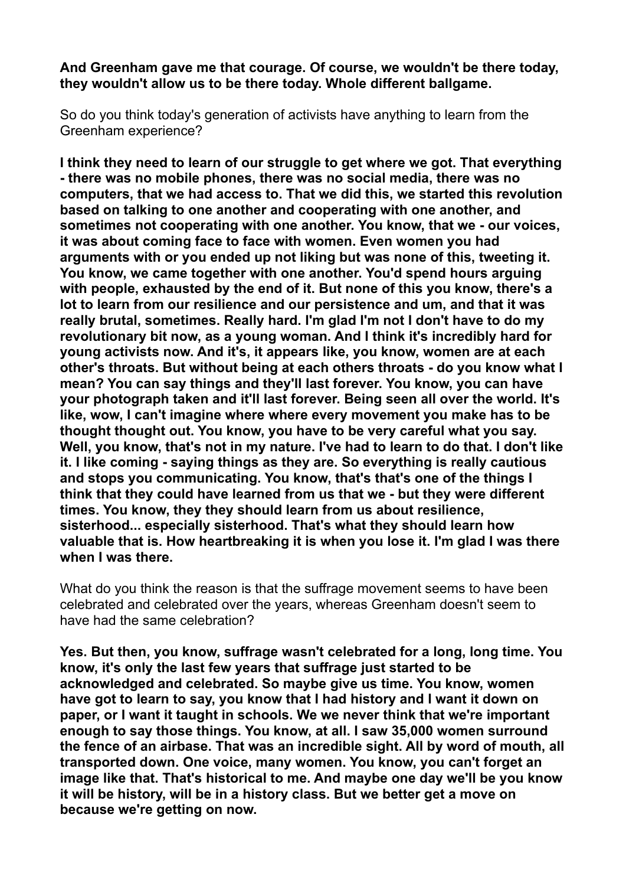**And Greenham gave me that courage. Of course, we wouldn't be there today, they wouldn't allow us to be there today. Whole different ballgame.**

So do you think today's generation of activists have anything to learn from the Greenham experience?

**I think they need to learn of our struggle to get where we got. That everything - there was no mobile phones, there was no social media, there was no computers, that we had access to. That we did this, we started this revolution based on talking to one another and cooperating with one another, and sometimes not cooperating with one another. You know, that we - our voices, it was about coming face to face with women. Even women you had arguments with or you ended up not liking but was none of this, tweeting it. You know, we came together with one another. You'd spend hours arguing with people, exhausted by the end of it. But none of this you know, there's a lot to learn from our resilience and our persistence and um, and that it was really brutal, sometimes. Really hard. I'm glad I'm not I don't have to do my revolutionary bit now, as a young woman. And I think it's incredibly hard for young activists now. And it's, it appears like, you know, women are at each other's throats. But without being at each others throats - do you know what I mean? You can say things and they'll last forever. You know, you can have your photograph taken and it'll last forever. Being seen all over the world. It's like, wow, I can't imagine where where every movement you make has to be thought thought out. You know, you have to be very careful what you say. Well, you know, that's not in my nature. I've had to learn to do that. I don't like it. I like coming - saying things as they are. So everything is really cautious and stops you communicating. You know, that's that's one of the things I think that they could have learned from us that we - but they were different times. You know, they they should learn from us about resilience, sisterhood... especially sisterhood. That's what they should learn how valuable that is. How heartbreaking it is when you lose it. I'm glad I was there when I was there.**

What do you think the reason is that the suffrage movement seems to have been celebrated and celebrated over the years, whereas Greenham doesn't seem to have had the same celebration?

**Yes. But then, you know, suffrage wasn't celebrated for a long, long time. You know, it's only the last few years that suffrage just started to be acknowledged and celebrated. So maybe give us time. You know, women have got to learn to say, you know that I had history and I want it down on paper, or I want it taught in schools. We we never think that we're important enough to say those things. You know, at all. I saw 35,000 women surround the fence of an airbase. That was an incredible sight. All by word of mouth, all transported down. One voice, many women. You know, you can't forget an image like that. That's historical to me. And maybe one day we'll be you know it will be history, will be in a history class. But we better get a move on because we're getting on now.**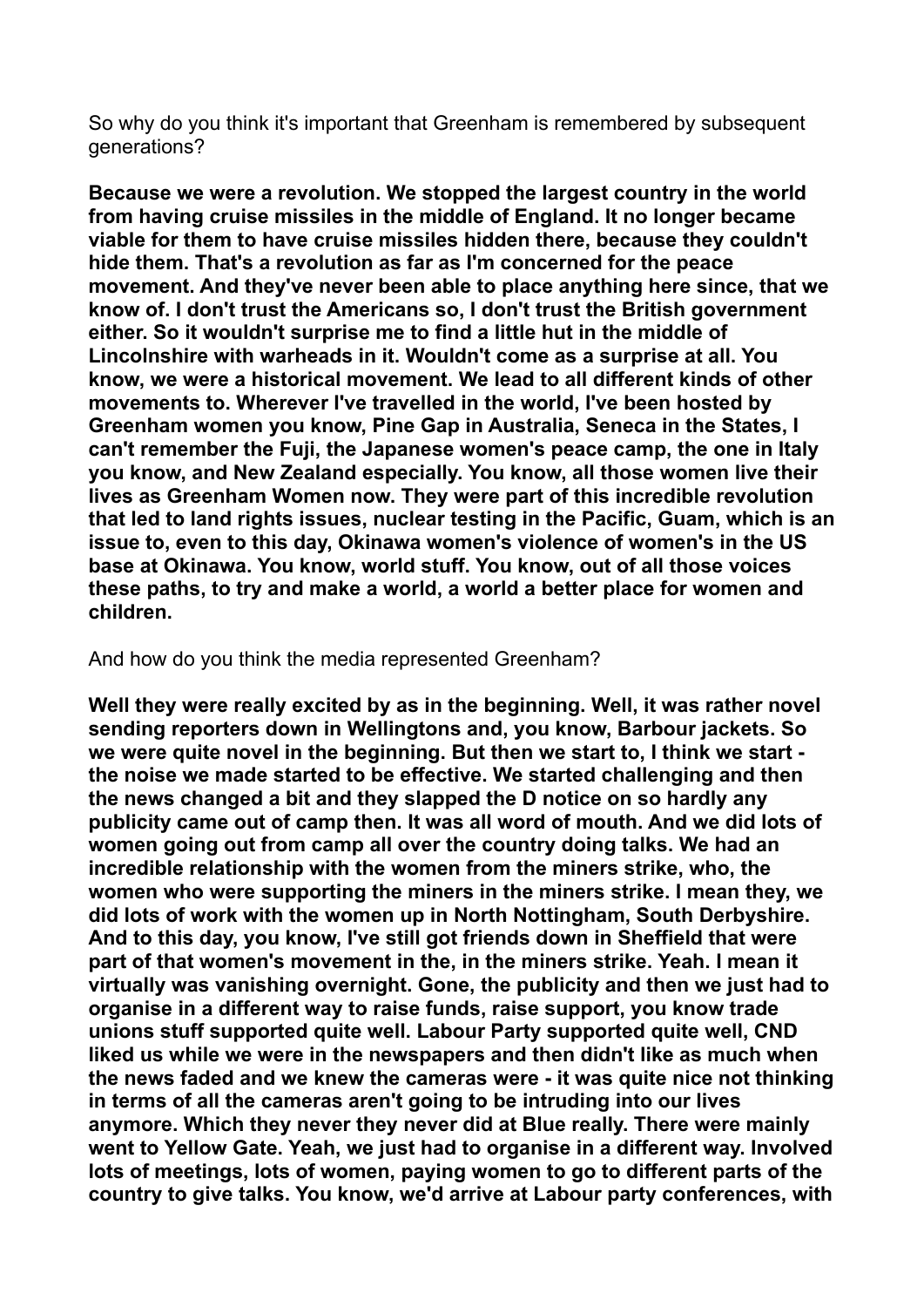So why do you think it's important that Greenham is remembered by subsequent generations?

**Because we were a revolution. We stopped the largest country in the world from having cruise missiles in the middle of England. It no longer became viable for them to have cruise missiles hidden there, because they couldn't hide them. That's a revolution as far as I'm concerned for the peace movement. And they've never been able to place anything here since, that we know of. I don't trust the Americans so, I don't trust the British government either. So it wouldn't surprise me to find a little hut in the middle of Lincolnshire with warheads in it. Wouldn't come as a surprise at all. You know, we were a historical movement. We lead to all different kinds of other movements to. Wherever I've travelled in the world, I've been hosted by Greenham women you know, Pine Gap in Australia, Seneca in the States, I can't remember the Fuji, the Japanese women's peace camp, the one in Italy you know, and New Zealand especially. You know, all those women live their lives as Greenham Women now. They were part of this incredible revolution that led to land rights issues, nuclear testing in the Pacific, Guam, which is an issue to, even to this day, Okinawa women's violence of women's in the US base at Okinawa. You know, world stuff. You know, out of all those voices these paths, to try and make a world, a world a better place for women and children.**

And how do you think the media represented Greenham?

**Well they were really excited by as in the beginning. Well, it was rather novel sending reporters down in Wellingtons and, you know, Barbour jackets. So we were quite novel in the beginning. But then we start to, I think we start - the noise we made started to be effective. We started challenging and then the news changed a bit and they slapped the D notice on so hardly any publicity came out of camp then. It was all word of mouth. And we did lots of women going out from camp all over the country doing talks. We had an incredible relationship with the women from the miners strike, who, the women who were supporting the miners in the miners strike. I mean they, we did lots of work with the women up in North Nottingham, South Derbyshire. And to this day, you know, I've still got friends down in Sheffield that were part of that women's movement in the, in the miners strike. Yeah. I mean it virtually was vanishing overnight. Gone, the publicity and then we just had to organise in a different way to raise funds, raise support, you know trade unions stuff supported quite well. Labour Party supported quite well, CND liked us while we were in the newspapers and then didn't like as much when the news faded and we knew the cameras were - it was quite nice not thinking in terms of all the cameras aren't going to be intruding into our lives anymore. Which they never they never did at Blue really. There were mainly went to Yellow Gate. Yeah, we just had to organise in a different way. Involved lots of meetings, lots of women, paying women to go to different parts of the country to give talks. You know, we'd arrive at Labour party conferences, with**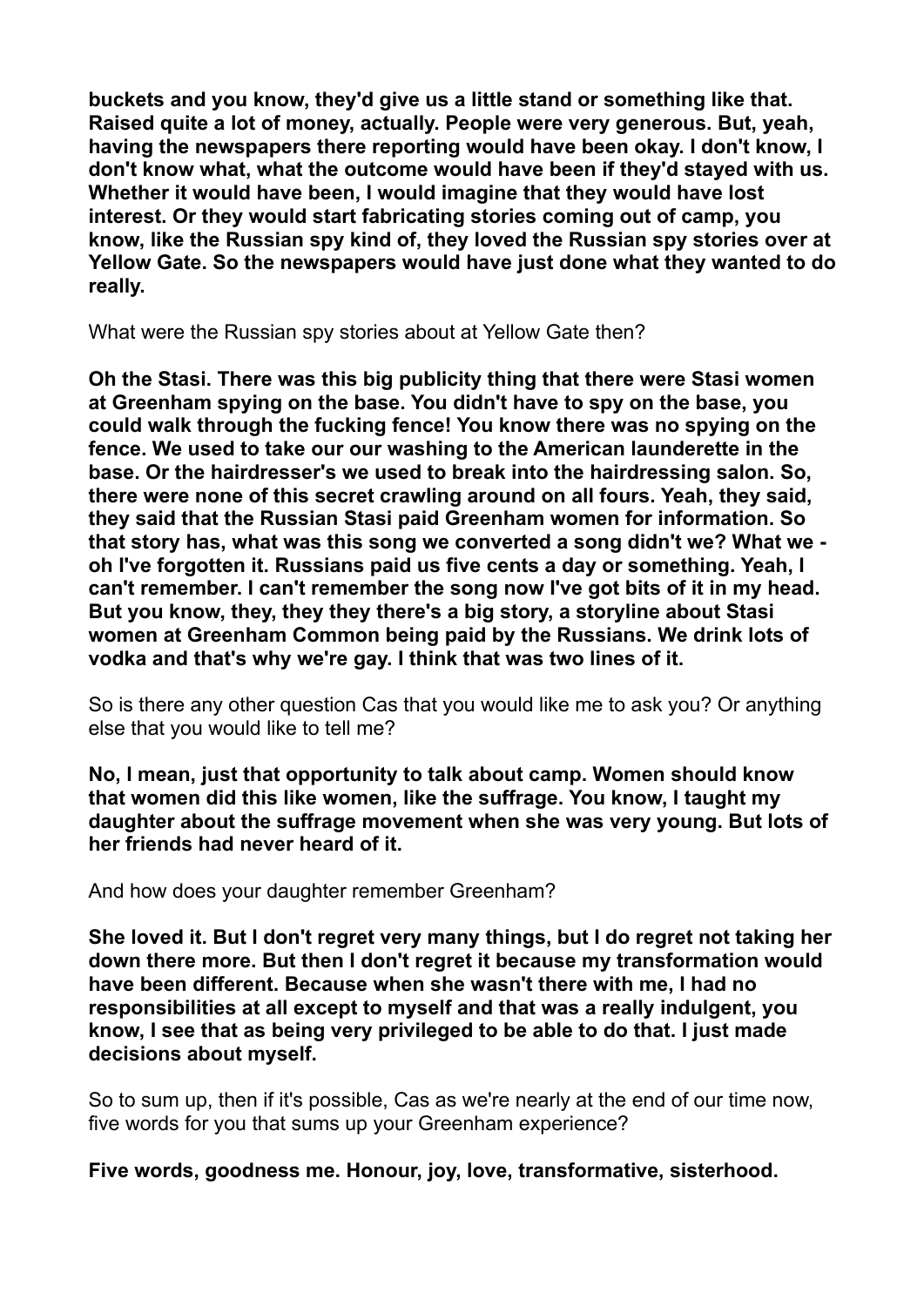**buckets and you know, they'd give us a little stand or something like that. Raised quite a lot of money, actually. People were very generous. But, yeah, having the newspapers there reporting would have been okay. I don't know, I don't know what, what the outcome would have been if they'd stayed with us. Whether it would have been, I would imagine that they would have lost interest. Or they would start fabricating stories coming out of camp, you know, like the Russian spy kind of, they loved the Russian spy stories over at Yellow Gate. So the newspapers would have just done what they wanted to do really.**

What were the Russian spy stories about at Yellow Gate then?

**Oh the Stasi. There was this big publicity thing that there were Stasi women at Greenham spying on the base. You didn't have to spy on the base, you could walk through the fucking fence! You know there was no spying on the fence. We used to take our our washing to the American launderette in the base. Or the hairdresser's we used to break into the hairdressing salon. So, there were none of this secret crawling around on all fours. Yeah, they said, they said that the Russian Stasi paid Greenham women for information. So that story has, what was this song we converted a song didn't we? What we - oh I've forgotten it. Russians paid us five cents a day or something. Yeah, I can't remember. I can't remember the song now I've got bits of it in my head. But you know, they, they they there's a big story, a storyline about Stasi women at Greenham Common being paid by the Russians. We drink lots of vodka and that's why we're gay. I think that was two lines of it.**

So is there any other question Cas that you would like me to ask you? Or anything else that you would like to tell me?

**No, I mean, just that opportunity to talk about camp. Women should know that women did this like women, like the suffrage. You know, I taught my daughter about the suffrage movement when she was very young. But lots of her friends had never heard of it.**

And how does your daughter remember Greenham?

**She loved it. But I don't regret very many things, but I do regret not taking her down there more. But then I don't regret it because my transformation would have been different. Because when she wasn't there with me, I had no responsibilities at all except to myself and that was a really indulgent, you know, I see that as being very privileged to be able to do that. I just made decisions about myself.**

So to sum up, then if it's possible, Cas as we're nearly at the end of our time now, five words for you that sums up your Greenham experience?

**Five words, goodness me. Honour, joy, love, transformative, sisterhood.**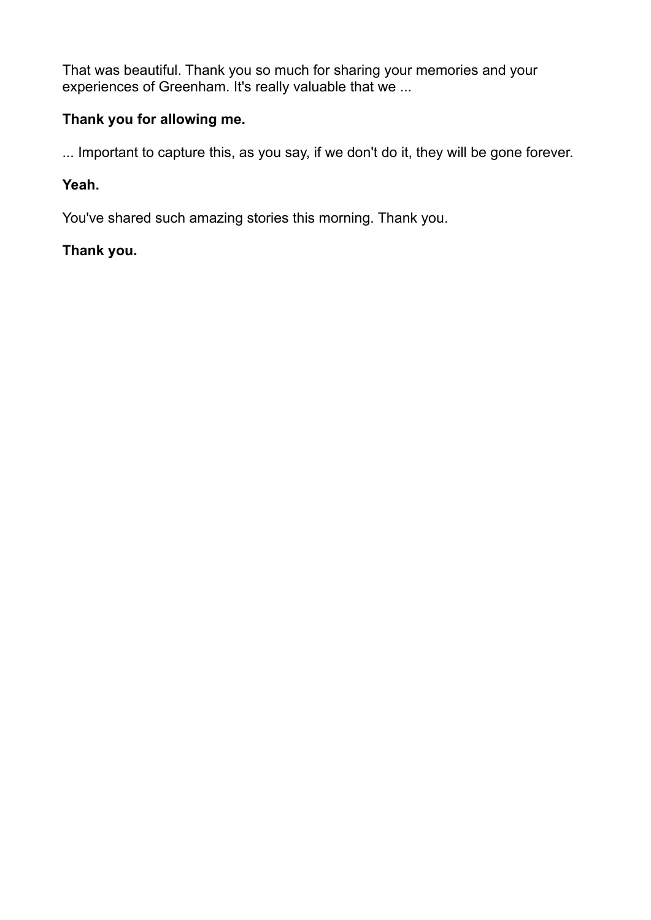That was beautiful. Thank you so much for sharing your memories and your experiences of Greenham. It's really valuable that we ...

**Thank you for allowing me.**

... Important to capture this, as you say, if we don't do it, they will be gone forever.

**Yeah.**

You've shared such amazing stories this morning. Thank you.

**Thank you.**